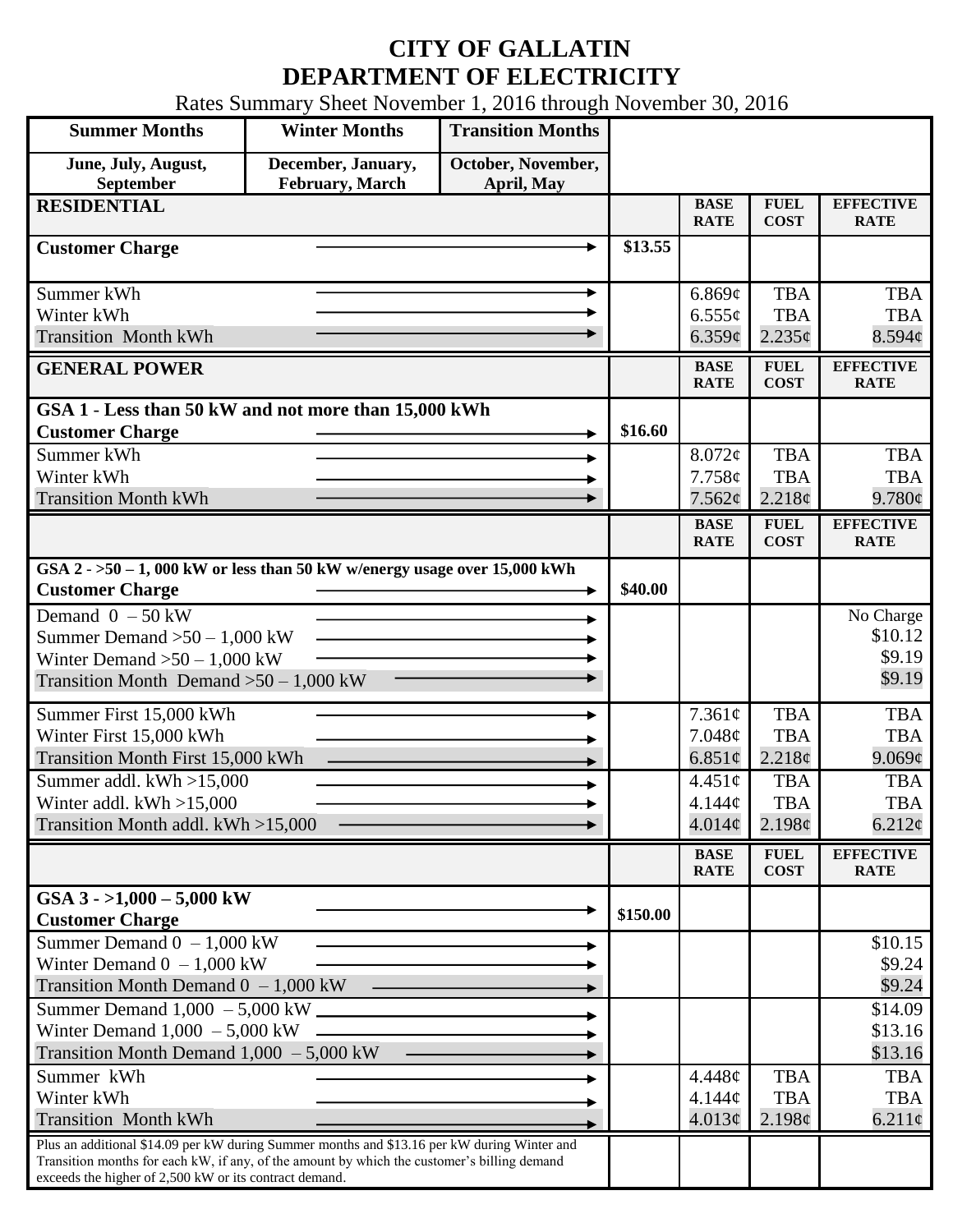# CITY OF GALLATIN
# DEPARTMENT OF ELECTRICITY

Rates Summary Sheet November 1, 2016 through November 30, 2016

| Summer Months | Winter Months | Transition Months |
|---|---|---|
| June, July, August, September | December, January, February, March | October, November, April, May |

| RESIDENTIAL | | BASE RATE | FUEL COST | EFFECTIVE RATE |
|---|---|---|---|---|
| **Customer Charge** | $13.55 | | | |
| Summer kWh | | 6.869¢ | TBA | TBA |
| Winter kWh | | 6.555¢ | TBA | TBA |
| Transition Month kWh | | 6.359¢ | 2.235¢ | 8.594¢ |

| GENERAL POWER | | BASE RATE | FUEL COST | EFFECTIVE RATE |
|---|---|---|---|---|
| **GSA 1 - Less than 50 kW and not more than 15,000 kWh** | | | | |
| **Customer Charge** | $16.60 | | | |
| Summer kWh | | 8.072¢ | TBA | TBA |
| Winter kWh | | 7.758¢ | TBA | TBA |
| Transition Month kWh | | 7.562¢ | 2.218¢ | 9.780¢ |

| | | BASE RATE | FUEL COST | EFFECTIVE RATE |
|---|---|---|---|---|
| **GSA 2 - >50 – 1, 000 kW or less than 50 kW w/energy usage over 15,000 kWh** | | | | |
| **Customer Charge** | $40.00 | | | |
| Demand 0 – 50 kW | | | | No Charge |
| Summer Demand >50 – 1,000 kW | | | | $10.12 |
| Winter Demand >50 – 1,000 kW | | | | $9.19 |
| Transition Month Demand >50 – 1,000 kW | | | | $9.19 |
| Summer First 15,000 kWh | | 7.361¢ | TBA | TBA |
| Winter First 15,000 kWh | | 7.048¢ | TBA | TBA |
| Transition Month First 15,000 kWh | | 6.851¢ | 2.218¢ | 9.069¢ |
| Summer addl. kWh >15,000 | | 4.451¢ | TBA | TBA |
| Winter addl. kWh >15,000 | | 4.144¢ | TBA | TBA |
| Transition Month addl. kWh >15,000 | | 4.014¢ | 2.198¢ | 6.212¢ |

| | | BASE RATE | FUEL COST | EFFECTIVE RATE |
|---|---|---|---|---|
| **GSA 3 - >1,000 – 5,000 kW** | | | | |
| **Customer Charge** | $150.00 | | | |
| Summer Demand 0 – 1,000 kW | | | | $10.15 |
| Winter Demand 0 – 1,000 kW | | | | $9.24 |
| Transition Month Demand 0 – 1,000 kW | | | | $9.24 |
| Summer Demand 1,000 – 5,000 kW | | | | $14.09 |
| Winter Demand 1,000 – 5,000 kW | | | | $13.16 |
| Transition Month Demand 1,000 – 5,000 kW | | | | $13.16 |
| Summer kWh | | 4.448¢ | TBA | TBA |
| Winter kWh | | 4.144¢ | TBA | TBA |
| Transition Month kWh | | 4.013¢ | 2.198¢ | 6.211¢ |
| Plus an additional $14.09 per kW during Summer months and $13.16 per kW during Winter and Transition months for each kW, if any, of the amount by which the customer's billing demand exceeds the higher of 2,500 kW or its contract demand. | | | | |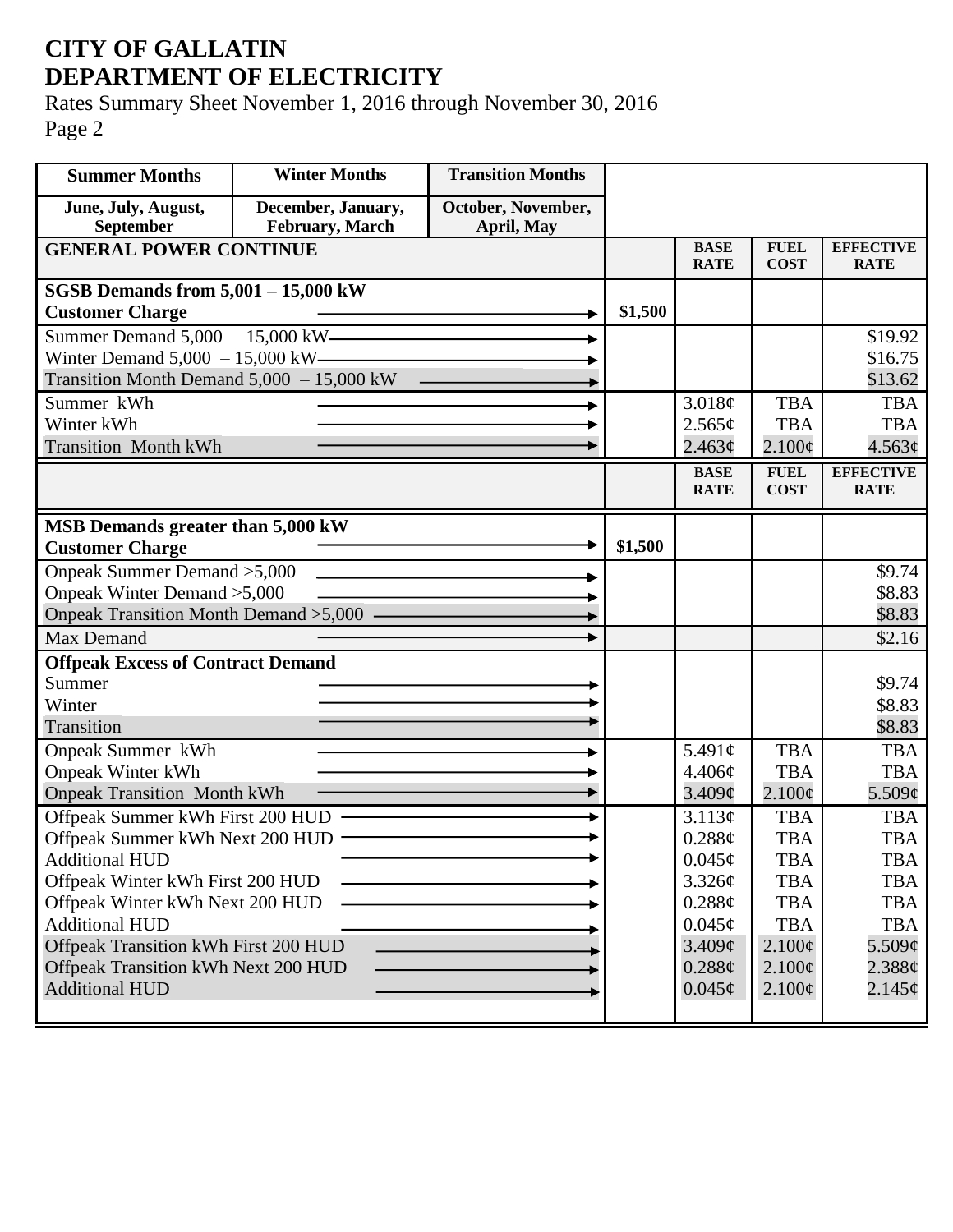# CITY OF GALLATIN
# DEPARTMENT OF ELECTRICITY

Rates Summary Sheet November 1, 2016 through November 30, 2016

| Summer Months | Winter Months | Transition Months | | | | |
|---|---|---|---|---|---|---|
| June, July, August, September | December, January, February, March | October, November, April, May | | | | |
| **GENERAL POWER CONTINUE** | | | | **BASE RATE** | **FUEL COST** | **EFFECTIVE RATE** |
| **SGSB Demands from 5,001 – 15,000 kW** | | | | | | |
| **Customer Charge** | | | **$1,500** | | | |
| Summer Demand 5,000 – 15,000 kW | | | | | | $19.92 |
| Winter Demand 5,000 – 15,000 kW | | | | | | $16.75 |
| Transition Month Demand 5,000 – 15,000 kW | | | | | | $13.62 |
| Summer kWh | | | | 3.018¢ | TBA | TBA |
| Winter kWh | | | | 2.565¢ | TBA | TBA |
| Transition Month kWh | | | | 2.463¢ | 2.100¢ | 4.563¢ |
| | | | | **BASE RATE** | **FUEL COST** | **EFFECTIVE RATE** |
| **MSB Demands greater than 5,000 kW** | | | | | | |
| **Customer Charge** | | | **$1,500** | | | |
| Onpeak Summer Demand >5,000 | | | | | | $9.74 |
| Onpeak Winter Demand >5,000 | | | | | | $8.83 |
| Onpeak Transition Month Demand >5,000 | | | | | | $8.83 |
| Max Demand | | | | | | $2.16 |
| **Offpeak Excess of Contract Demand** | | | | | | |
| Summer | | | | | | $9.74 |
| Winter | | | | | | $8.83 |
| Transition | | | | | | $8.83 |
| Onpeak Summer kWh | | | | 5.491¢ | TBA | TBA |
| Onpeak Winter kWh | | | | 4.406¢ | TBA | TBA |
| Onpeak Transition Month kWh | | | | 3.409¢ | 2.100¢ | 5.509¢ |
| Offpeak Summer kWh First 200 HUD | | | | 3.113¢ | TBA | TBA |
| Offpeak Summer kWh Next 200 HUD | | | | 0.288¢ | TBA | TBA |
| Additional HUD | | | | 0.045¢ | TBA | TBA |
| Offpeak Winter kWh First 200 HUD | | | | 3.326¢ | TBA | TBA |
| Offpeak Winter kWh Next 200 HUD | | | | 0.288¢ | TBA | TBA |
| Additional HUD | | | | 0.045¢ | TBA | TBA |
| Offpeak Transition kWh First 200 HUD | | | | 3.409¢ | 2.100¢ | 5.509¢ |
| Offpeak Transition kWh Next 200 HUD | | | | 0.288¢ | 2.100¢ | 2.388¢ |
| Additional HUD | | | | 0.045¢ | 2.100¢ | 2.145¢ |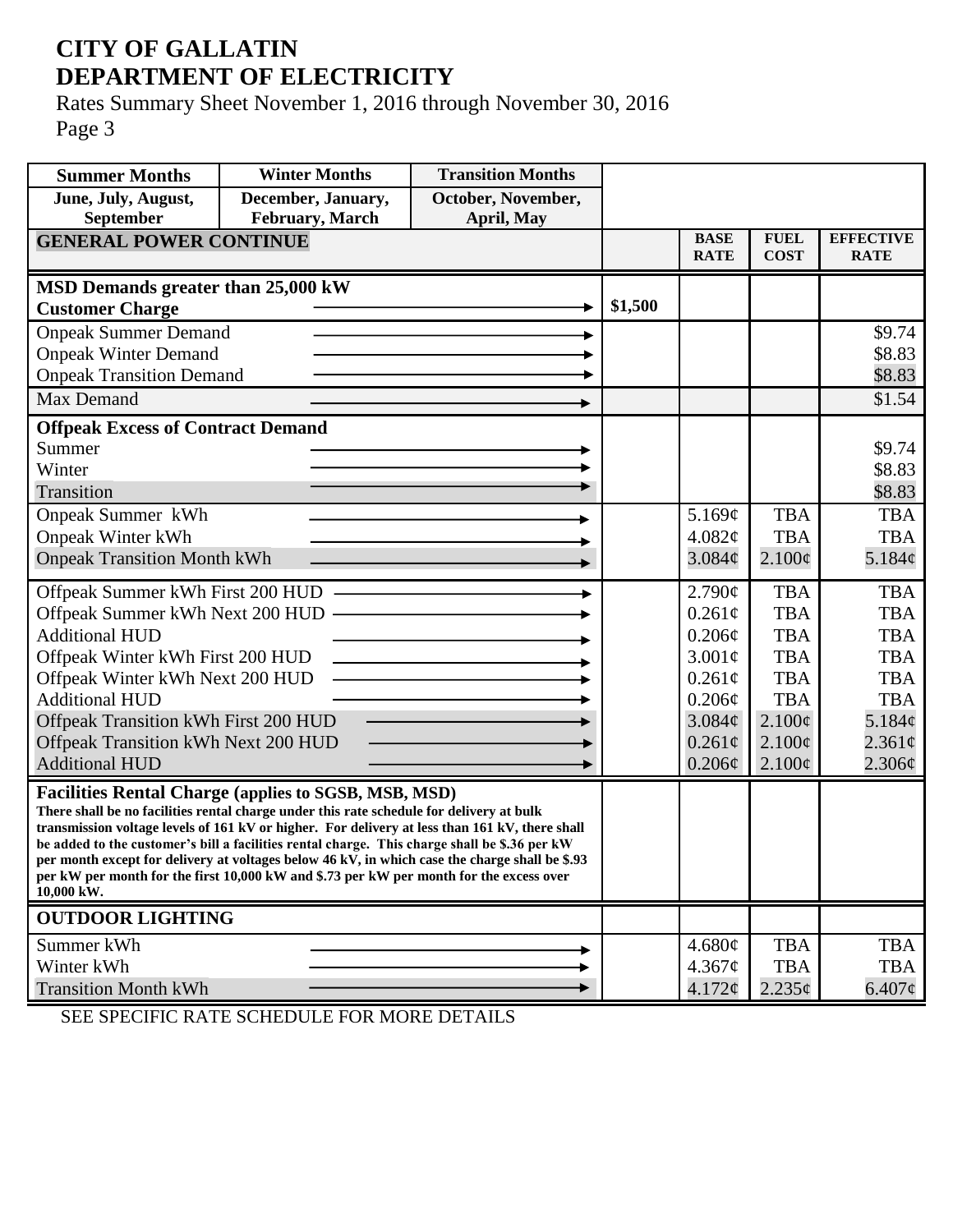# CITY OF GALLATIN
# DEPARTMENT OF ELECTRICITY

Rates Summary Sheet November 1, 2016 through November 30, 2016

Page 3

| Summer Months | Winter Months | Transition Months | | | | |
|---|---|---|---|---|---|---|
| June, July, August, September | December, January, February, March | October, November, April, May | | | | |
| **GENERAL POWER CONTINUE** | | | | **BASE RATE** | **FUEL COST** | **EFFECTIVE RATE** |
| **MSD Demands greater than 25,000 kW** | | | | | | |
| **Customer Charge** | | | **$1,500** | | | |
| Onpeak Summer Demand | | | | | | $9.74 |
| Onpeak Winter Demand | | | | | | $8.83 |
| Onpeak Transition Demand | | | | | | $8.83 |
| Max Demand | | | | | | $1.54 |
| **Offpeak Excess of Contract Demand** | | | | | | |
| Summer | | | | | | $9.74 |
| Winter | | | | | | $8.83 |
| Transition | | | | | | $8.83 |
| Onpeak Summer kWh | | | | 5.169¢ | TBA | TBA |
| Onpeak Winter kWh | | | | 4.082¢ | TBA | TBA |
| Onpeak Transition Month kWh | | | | 3.084¢ | 2.100¢ | 5.184¢ |
| Offpeak Summer kWh First 200 HUD | | | | 2.790¢ | TBA | TBA |
| Offpeak Summer kWh Next 200 HUD | | | | 0.261¢ | TBA | TBA |
| Additional HUD | | | | 0.206¢ | TBA | TBA |
| Offpeak Winter kWh First 200 HUD | | | | 3.001¢ | TBA | TBA |
| Offpeak Winter kWh Next 200 HUD | | | | 0.261¢ | TBA | TBA |
| Additional HUD | | | | 0.206¢ | TBA | TBA |
| Offpeak Transition kWh First 200 HUD | | | | 3.084¢ | 2.100¢ | 5.184¢ |
| Offpeak Transition kWh Next 200 HUD | | | | 0.261¢ | 2.100¢ | 2.361¢ |
| Additional HUD | | | | 0.206¢ | 2.100¢ | 2.306¢ |
| **Facilities Rental Charge (applies to SGSB, MSB, MSD)** There shall be no facilities rental charge under this rate schedule for delivery at bulk transmission voltage levels of 161 kV or higher. For delivery at less than 161 kV, there shall be added to the customer's bill a facilities rental charge. This charge shall be $.36 per kW per month except for delivery at voltages below 46 kV, in which case the charge shall be $.93 per kW per month for the first 10,000 kW and $.73 per kW per month for the excess over 10,000 kW. | | | | | | |
| **OUTDOOR LIGHTING** | | | | | | |
| Summer kWh | | | | 4.680¢ | TBA | TBA |
| Winter kWh | | | | 4.367¢ | TBA | TBA |
| Transition Month kWh | | | | 4.172¢ | 2.235¢ | 6.407¢ |

SEE SPECIFIC RATE SCHEDULE FOR MORE DETAILS